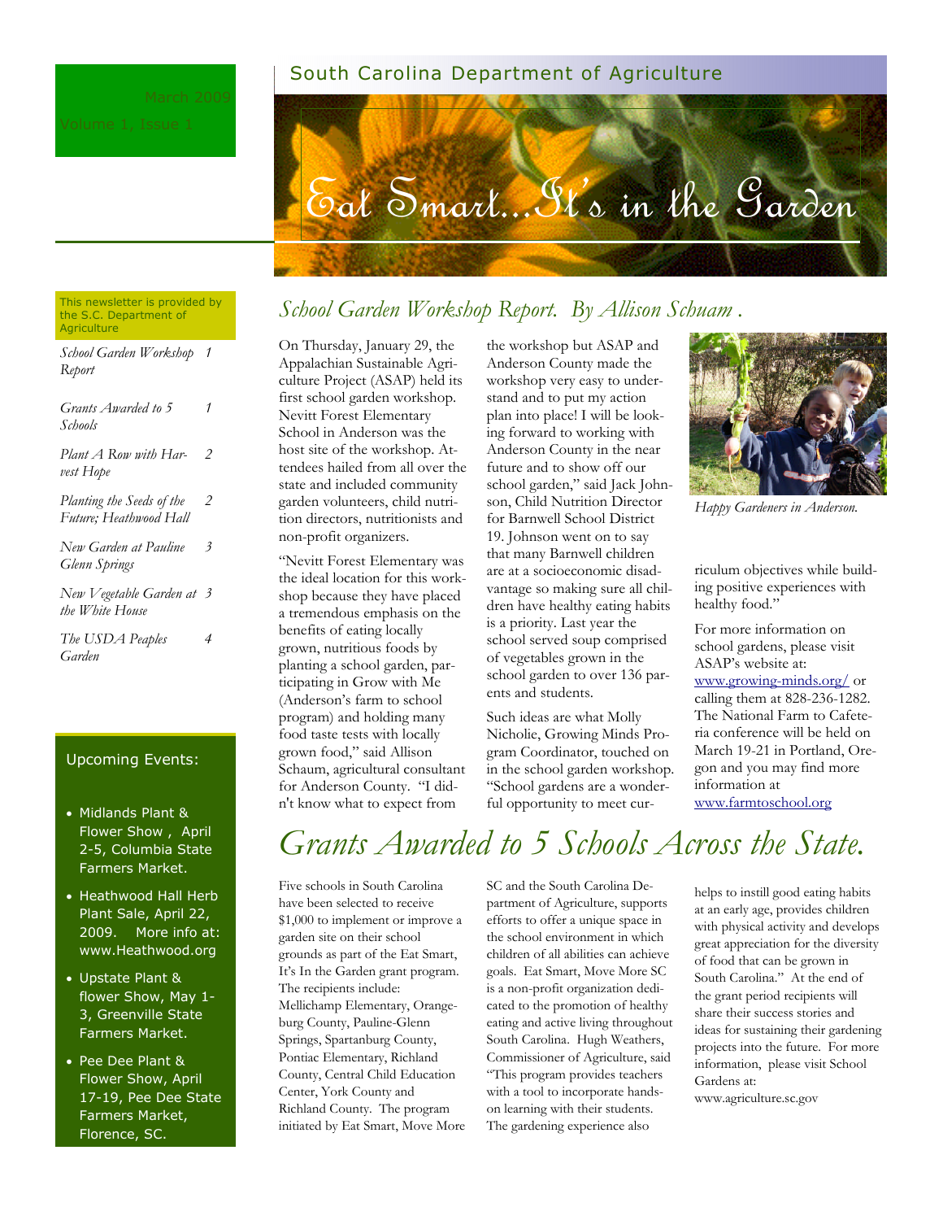South Carolina Department of Agriculture

# Eat Smart...It's in the Garden

March 2009

Volume 1, Issue 1

This newsletter is provided by the S.C. Department of Agriculture

| | |
|---|---|
| *School Garden Workshop Report* | 1 |
| *Grants Awarded to 5 Schools* | 1 |
| *Plant A Row with Harvest Hope* | 2 |
| *Planting the Seeds of the Future; Heathwood Hall* | 2 |
| *New Garden at Pauline Glenn Springs* | 3 |
| *New Vegetable Garden at the White House* | 3 |
| *The USDA Peaples Garden* | 4 |

## Upcoming Events:

- Midlands Plant & Flower Show , April 2-5, Columbia State Farmers Market.
- Heathwood Hall Herb Plant Sale, April 22, 2009. More info at: www.Heathwood.org
- Upstate Plant & flower Show, May 1-3, Greenville State Farmers Market.
- Pee Dee Plant & Flower Show, April 17-19, Pee Dee State Farmers Market, Florence, SC.

## *School Garden Workshop Report. By Allison Schuam .*

On Thursday, January 29, the Appalachian Sustainable Agriculture Project (ASAP) held its first school garden workshop. Nevitt Forest Elementary School in Anderson was the host site of the workshop. Attendees hailed from all over the state and included community garden volunteers, child nutrition directors, nutritionists and non-profit organizers.

"Nevitt Forest Elementary was the ideal location for this workshop because they have placed a tremendous emphasis on the benefits of eating locally grown, nutritious foods by planting a school garden, participating in Grow with Me (Anderson's farm to school program) and holding many food taste tests with locally grown food," said Allison Schaum, agricultural consultant for Anderson County. "I didn't know what to expect from the workshop but ASAP and Anderson County made the workshop very easy to understand and to put my action plan into place! I will be looking forward to working with Anderson County in the near future and to show off our school garden," said Jack Johnson, Child Nutrition Director for Barnwell School District 19. Johnson went on to say that many Barnwell children are at a socioeconomic disadvantage so making sure all children have healthy eating habits is a priority. Last year the school served soup comprised of vegetables grown in the school garden to over 136 parents and students.

Such ideas are what Molly Nicholie, Growing Minds Program Coordinator, touched on in the school garden workshop. "School gardens are a wonderful opportunity to meet curriculum objectives while building positive experiences with healthy food."

*Happy Gardeners in Anderson.*

For more information on school gardens, please visit ASAP's website at: www.growing-minds.org/ or calling them at 828-236-1282. The National Farm to Cafeteria conference will be held on March 19-21 in Portland, Oregon and you may find more information at www.farmtoschool.org

## *Grants Awarded to 5 Schools Across the State.*

Five schools in South Carolina have been selected to receive $1,000 to implement or improve a garden site on their school grounds as part of the Eat Smart, It's In the Garden grant program. The recipients include: Mellichamp Elementary, Orangeburg County, Pauline-Glenn Springs, Spartanburg County, Pontiac Elementary, Richland County, Central Child Education Center, York County and Richland County. The program initiated by Eat Smart, Move More SC and the South Carolina Department of Agriculture, supports efforts to offer a unique space in the school environment in which children of all abilities can achieve goals. Eat Smart, Move More SC is a non-profit organization dedicated to the promotion of healthy eating and active living throughout South Carolina. Hugh Weathers, Commissioner of Agriculture, said "This program provides teachers with a tool to incorporate hands-on learning with their students. The gardening experience also helps to instill good eating habits at an early age, provides children with physical activity and develops great appreciation for the diversity of food that can be grown in South Carolina." At the end of the grant period recipients will share their success stories and ideas for sustaining their gardening projects into the future. For more information, please visit School Gardens at: www.agriculture.sc.gov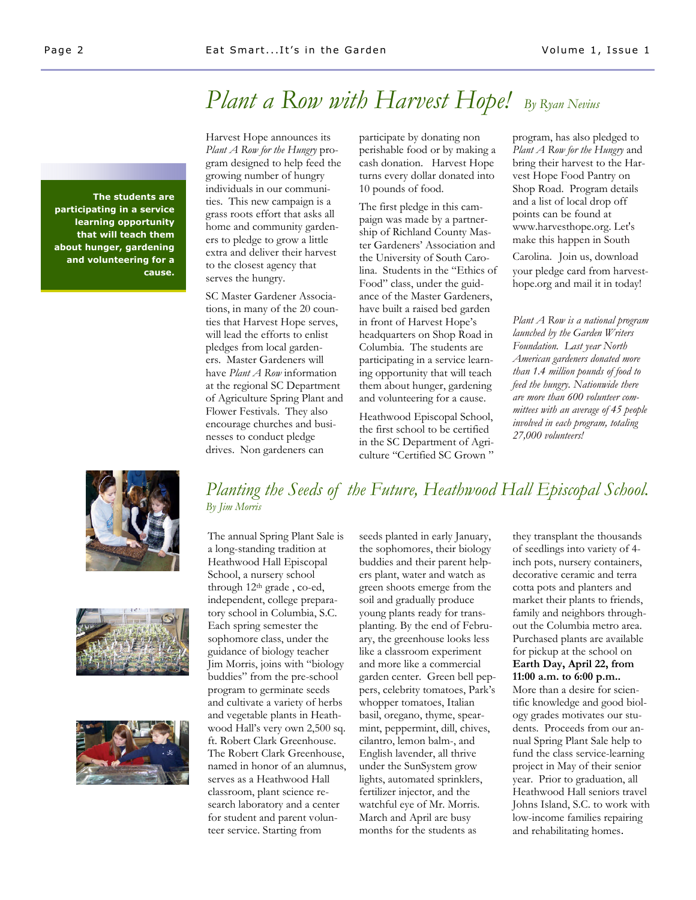# *Plant a Row with Harvest Hope!* *By Ryan Nevius*

**The students are participating in a service learning opportunity that will teach them about hunger, gardening and volunteering for a cause.**

Harvest Hope announces its *Plant A Row for the Hungry* program designed to help feed the growing number of hungry individuals in our communities. This new campaign is a grass roots effort that asks all home and community gardeners to pledge to grow a little extra and deliver their harvest to the closest agency that serves the hungry.

SC Master Gardener Associations, in many of the 20 counties that Harvest Hope serves, will lead the efforts to enlist pledges from local gardeners. Master Gardeners will have *Plant A Row* information at the regional SC Department of Agriculture Spring Plant and Flower Festivals. They also encourage churches and businesses to conduct pledge drives. Non gardeners can participate by donating non perishable food or by making a cash donation. Harvest Hope turns every dollar donated into 10 pounds of food.

The first pledge in this campaign was made by a partnership of Richland County Master Gardeners' Association and the University of South Carolina. Students in the "Ethics of Food" class, under the guidance of the Master Gardeners, have built a raised bed garden in front of Harvest Hope's headquarters on Shop Road in Columbia. The students are participating in a service learning opportunity that will teach them about hunger, gardening and volunteering for a cause.

Heathwood Episcopal School, the first school to be certified in the SC Department of Agriculture "Certified SC Grown " program, has also pledged to *Plant A Row for the Hungry* and bring their harvest to the Harvest Hope Food Pantry on Shop Road. Program details and a list of local drop off points can be found at www.harvesthope.org. Let's make this happen in South Carolina. Join us, download your pledge card from harvesthope.org and mail it in today!

*Plant A Row is a national program launched by the Garden Writers Foundation. Last year North American gardeners donated more than 1.4 million pounds of food to feed the hungry. Nationwide there are more than 600 volunteer committees with an average of 45 people involved in each program, totaling 27,000 volunteers!*

## *Planting the Seeds of the Future, Heathwood Hall Episcopal School.*

*By Jim Morris*

The annual Spring Plant Sale is a long-standing tradition at Heathwood Hall Episcopal School, a nursery school through 12th grade , co-ed, independent, college preparatory school in Columbia, S.C. Each spring semester the sophomore class, under the guidance of biology teacher Jim Morris, joins with "biology buddies" from the pre-school program to germinate seeds and cultivate a variety of herbs and vegetable plants in Heathwood Hall's very own 2,500 sq. ft. Robert Clark Greenhouse. The Robert Clark Greenhouse, named in honor of an alumnus, serves as a Heathwood Hall classroom, plant science research laboratory and a center for student and parent volunteer service. Starting from seeds planted in early January, the sophomores, their biology buddies and their parent helpers plant, water and watch as green shoots emerge from the soil and gradually produce young plants ready for transplanting. By the end of February, the greenhouse looks less like a classroom experiment and more like a commercial garden center. Green bell peppers, celebrity tomatoes, Park's whopper tomatoes, Italian basil, oregano, thyme, spearmint, peppermint, dill, chives, cilantro, lemon balm-, and English lavender, all thrive under the SunSystem grow lights, automated sprinklers, fertilizer injector, and the watchful eye of Mr. Morris. March and April are busy months for the students as they transplant the thousands of seedlings into variety of 4-inch pots, nursery containers, decorative ceramic and terra cotta pots and planters and market their plants to friends, family and neighbors throughout the Columbia metro area. Purchased plants are available for pickup at the school on **Earth Day, April 22, from 11:00 a.m. to 6:00 p.m..** More than a desire for scientific knowledge and good biology grades motivates our students. Proceeds from our annual Spring Plant Sale help to fund the class service-learning project in May of their senior year. Prior to graduation, all Heathwood Hall seniors travel Johns Island, S.C. to work with low-income families repairing and rehabilitating homes.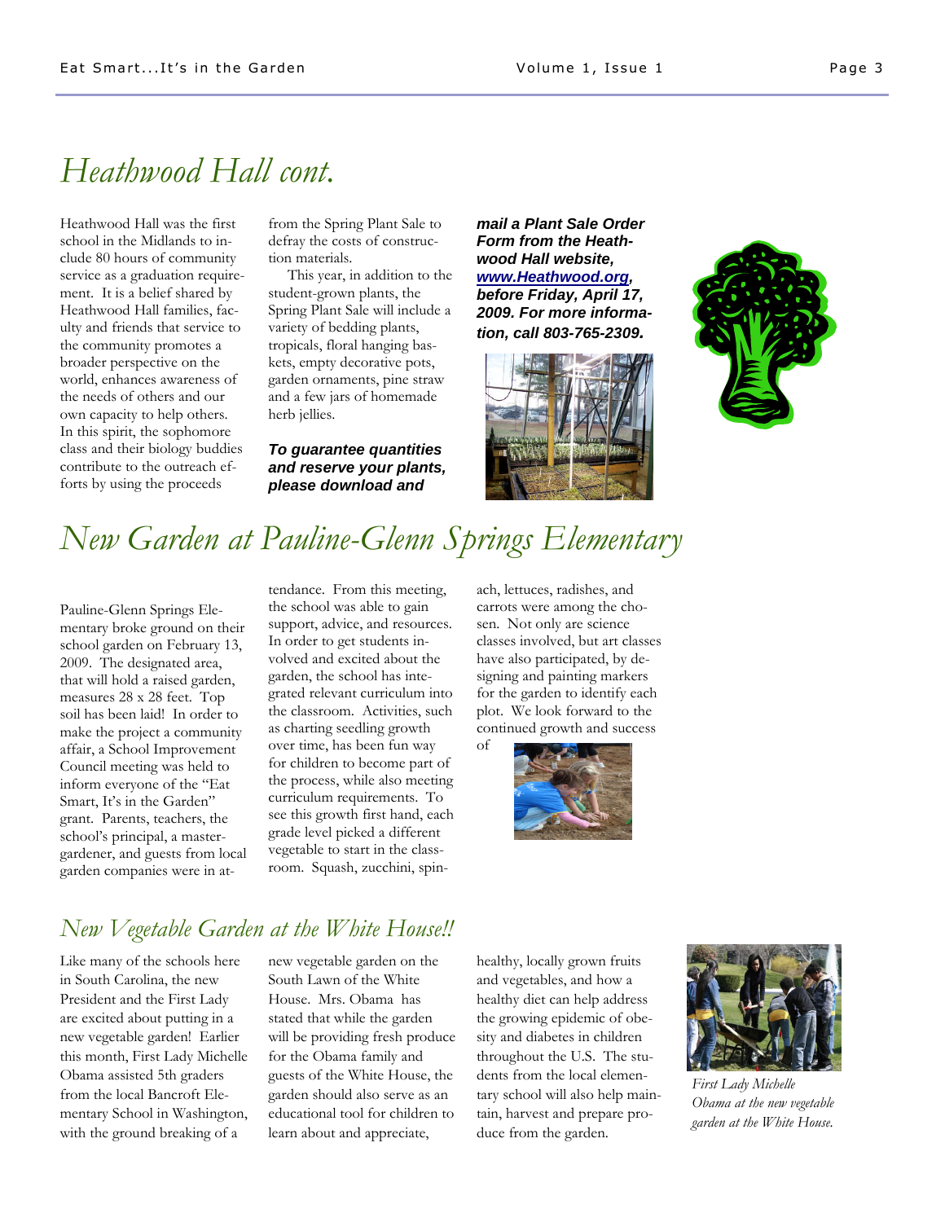# *Heathwood Hall cont.*

Heathwood Hall was the first school in the Midlands to include 80 hours of community service as a graduation requirement. It is a belief shared by Heathwood Hall families, faculty and friends that service to the community promotes a broader perspective on the world, enhances awareness of the needs of others and our own capacity to help others. In this spirit, the sophomore class and their biology buddies contribute to the outreach efforts by using the proceeds from the Spring Plant Sale to defray the costs of construction materials.

This year, in addition to the student-grown plants, the Spring Plant Sale will include a variety of bedding plants, tropicals, floral hanging baskets, empty decorative pots, garden ornaments, pine straw and a few jars of homemade herb jellies.

***To guarantee quantities and reserve your plants, please download and mail a Plant Sale Order Form from the Heathwood Hall website, www.Heathwood.org, before Friday, April 17, 2009. For more information, call 803-765-2309.***

# *New Garden at Pauline-Glenn Springs Elementary*

Pauline-Glenn Springs Elementary broke ground on their school garden on February 13, 2009. The designated area, that will hold a raised garden, measures 28 x 28 feet. Top soil has been laid! In order to make the project a community affair, a School Improvement Council meeting was held to inform everyone of the "Eat Smart, It's in the Garden" grant. Parents, teachers, the school's principal, a master-gardener, and guests from local garden companies were in attendance. From this meeting, the school was able to gain support, advice, and resources. In order to get students involved and excited about the garden, the school has integrated relevant curriculum into the classroom. Activities, such as charting seedling growth over time, has been fun way for children to become part of the process, while also meeting curriculum requirements. To see this growth first hand, each grade level picked a different vegetable to start in the classroom. Squash, zucchini, spinach, lettuces, radishes, and carrots were among the chosen. Not only are science classes involved, but art classes have also participated, by designing and painting markers for the garden to identify each plot. We look forward to the continued growth and success of

## *New Vegetable Garden at the White House!!*

Like many of the schools here in South Carolina, the new President and the First Lady are excited about putting in a new vegetable garden! Earlier this month, First Lady Michelle Obama assisted 5th graders from the local Bancroft Elementary School in Washington, with the ground breaking of a new vegetable garden on the South Lawn of the White House. Mrs. Obama has stated that while the garden will be providing fresh produce for the Obama family and guests of the White House, the garden should also serve as an educational tool for children to learn about and appreciate, healthy, locally grown fruits and vegetables, and how a healthy diet can help address the growing epidemic of obesity and diabetes in children throughout the U.S. The students from the local elementary school will also help maintain, harvest and prepare produce from the garden.

*First Lady Michelle Obama at the new vegetable garden at the White House.*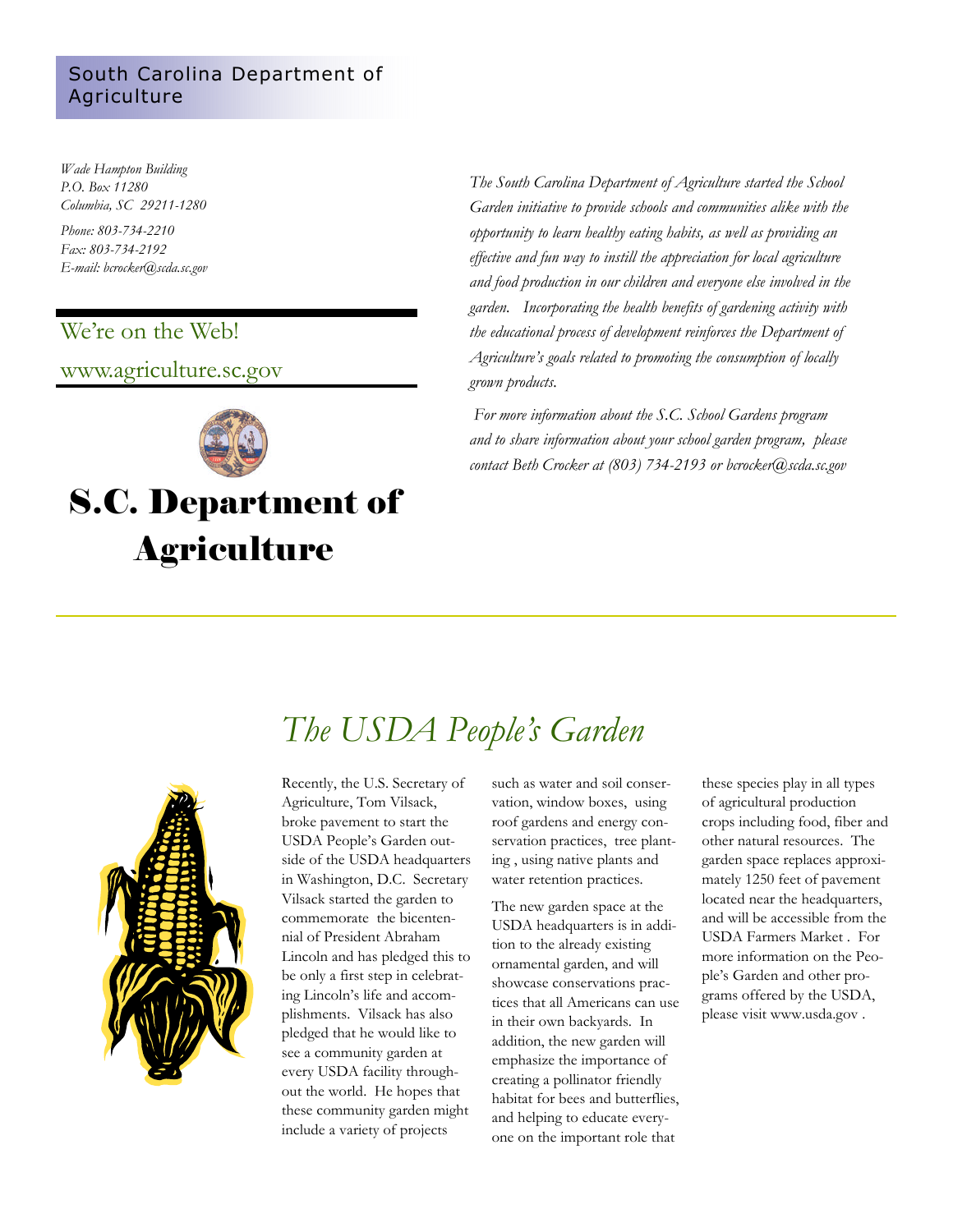South Carolina Department of Agriculture

*Wade Hampton Building*
*P.O. Box 11280*
*Columbia, SC 29211-1280*

*Phone: 803-734-2210*
*Fax: 803-734-2192*
*E-mail: bcrocker@scda.sc.gov*

We're on the Web!

www.agriculture.sc.gov

# S.C. Department of Agriculture

*The South Carolina Department of Agriculture started the School Garden initiative to provide schools and communities alike with the opportunity to learn healthy eating habits, as well as providing an effective and fun way to instill the appreciation for local agriculture and food production in our children and everyone else involved in the garden. Incorporating the health benefits of gardening activity with the educational process of development reinforces the Department of Agriculture's goals related to promoting the consumption of locally grown products.*

*For more information about the S.C. School Gardens program and to share information about your school garden program, please contact Beth Crocker at (803) 734-2193 or bcrocker@scda.sc.gov*

## *The USDA People's Garden*

Recently, the U.S. Secretary of Agriculture, Tom Vilsack, broke pavement to start the USDA People's Garden outside of the USDA headquarters in Washington, D.C. Secretary Vilsack started the garden to commemorate the bicentennial of President Abraham Lincoln and has pledged this to be only a first step in celebrating Lincoln's life and accomplishments. Vilsack has also pledged that he would like to see a community garden at every USDA facility throughout the world. He hopes that these community garden might include a variety of projects such as water and soil conservation, window boxes, using roof gardens and energy conservation practices, tree planting , using native plants and water retention practices.

The new garden space at the USDA headquarters is in addition to the already existing ornamental garden, and will showcase conservations practices that all Americans can use in their own backyards. In addition, the new garden will emphasize the importance of creating a pollinator friendly habitat for bees and butterflies, and helping to educate everyone on the important role that these species play in all types of agricultural production crops including food, fiber and other natural resources. The garden space replaces approximately 1250 feet of pavement located near the headquarters, and will be accessible from the USDA Farmers Market . For more information on the People's Garden and other programs offered by the USDA, please visit www.usda.gov .